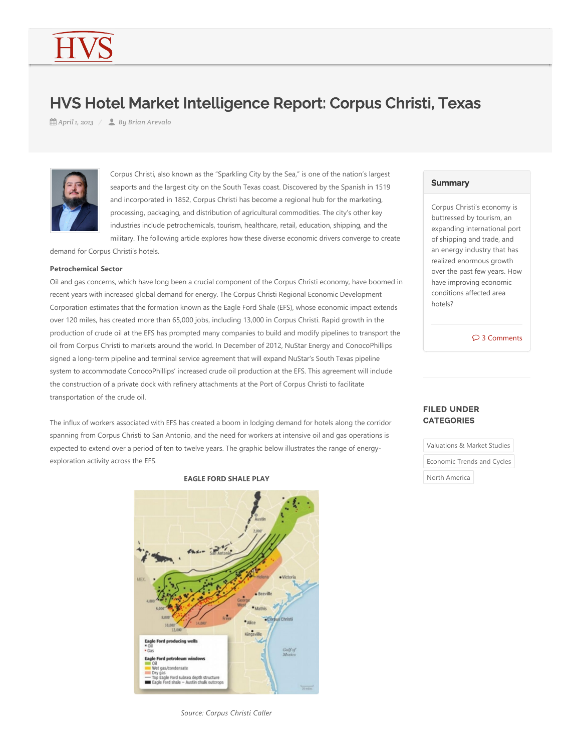# HVS Hotel Market Intelligence Report: Corpus Christi, Texas

*April 1, 2013* / *By Brian Arevalo*

Corpus Christi, also known as the "Sparkling City by the Sea," is one of the nation's largest seaports and the largest city on the South Texas coast. Discovered by the Spanish in 1519 and incorporated in 1852, Corpus Christi has become a regional hub for the marketing, processing, packaging, and distribution of agricultural commodities. The city's other key industries include petrochemicals, tourism, healthcare, retail, education, shipping, and the military. The following article explores how these diverse economic drivers converge to create demand for Corpus Christi's hotels.

**Petrochemical Sector**

Oil and gas concerns, which have long been a crucial component of the Corpus Christi economy, have boomed in recent years with increased global demand for energy. The Corpus Christi Regional Economic Development Corporation estimates that the formation known as the Eagle Ford Shale (EFS), whose economic impact extends over 120 miles, has created more than 65,000 jobs, including 13,000 in Corpus Christi. Rapid growth in the production of crude oil at the EFS has prompted many companies to build and modify pipelines to transport the oil from Corpus Christi to markets around the world. In December of 2012, NuStar Energy and ConocoPhillips signed a long-term pipeline and terminal service agreement that will expand NuStar's South Texas pipeline system to accommodate ConocoPhillips' increased crude oil production at the EFS. This agreement will include the construction of a private dock with refinery attachments at the Port of Corpus Christi to facilitate transportation of the crude oil.

The influx of workers associated with EFS has created a boom in lodging demand for hotels along the corridor spanning from Corpus Christi to San Antonio, and the need for workers at intensive oil and gas operations is expected to extend over a period of ten to twelve years. The graphic below illustrates the range of energy-exploration activity across the EFS.

**EAGLE FORD SHALE PLAY**

*Source: Corpus Christi Caller*

## Summary

Corpus Christi's economy is buttressed by tourism, an expanding international port of shipping and trade, and an energy industry that has realized enormous growth over the past few years. How have improving economic conditions affected area hotels?

3 Comments

## FILED UNDER CATEGORIES

- Valuations & Market Studies
- Economic Trends and Cycles
- North America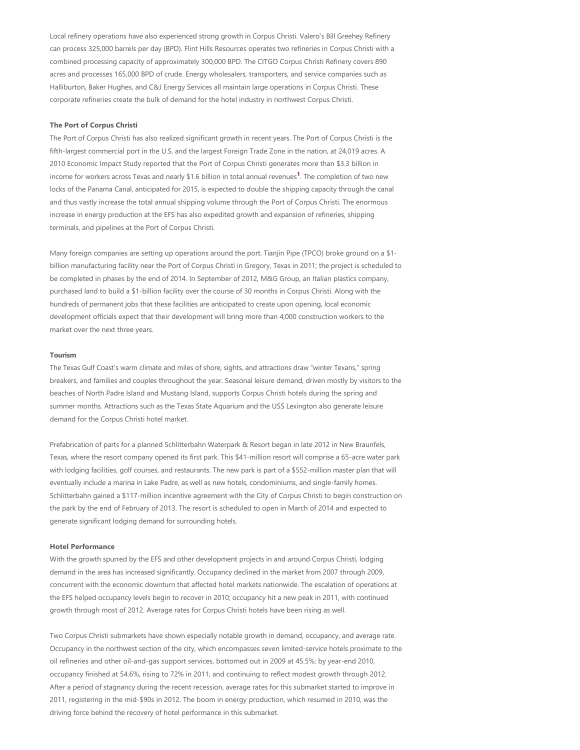Local refinery operations have also experienced strong growth in Corpus Christi. Valero's Bill Greehey Refinery can process 325,000 barrels per day (BPD). Flint Hills Resources operates two refineries in Corpus Christi with a combined processing capacity of approximately 300,000 BPD. The CITGO Corpus Christi Refinery covers 890 acres and processes 165,000 BPD of crude. Energy wholesalers, transporters, and service companies such as Halliburton, Baker Hughes, and C&J Energy Services all maintain large operations in Corpus Christi. These corporate refineries create the bulk of demand for the hotel industry in northwest Corpus Christi.

**The Port of Corpus Christi**

The Port of Corpus Christi has also realized significant growth in recent years. The Port of Corpus Christi is the fifth-largest commercial port in the U.S. and the largest Foreign Trade Zone in the nation, at 24,019 acres. A 2010 Economic Impact Study reported that the Port of Corpus Christi generates more than $3.3 billion in income for workers across Texas and nearly $1.6 billion in total annual revenues[1]. The completion of two new locks of the Panama Canal, anticipated for 2015, is expected to double the shipping capacity through the canal and thus vastly increase the total annual shipping volume through the Port of Corpus Christi. The enormous increase in energy production at the EFS has also expedited growth and expansion of refineries, shipping terminals, and pipelines at the Port of Corpus Christi.

Many foreign companies are setting up operations around the port. Tianjin Pipe (TPCO) broke ground on a $1-billion manufacturing facility near the Port of Corpus Christi in Gregory, Texas in 2011; the project is scheduled to be completed in phases by the end of 2014. In September of 2012, M&G Group, an Italian plastics company, purchased land to build a $1-billion facility over the course of 30 months in Corpus Christi. Along with the hundreds of permanent jobs that these facilities are anticipated to create upon opening, local economic development officials expect that their development will bring more than 4,000 construction workers to the market over the next three years.

**Tourism**

The Texas Gulf Coast's warm climate and miles of shore, sights, and attractions draw "winter Texans," spring breakers, and families and couples throughout the year. Seasonal leisure demand, driven mostly by visitors to the beaches of North Padre Island and Mustang Island, supports Corpus Christi hotels during the spring and summer months. Attractions such as the Texas State Aquarium and the USS Lexington also generate leisure demand for the Corpus Christi hotel market.

Prefabrication of parts for a planned Schlitterbahn Waterpark & Resort began in late 2012 in New Braunfels, Texas, where the resort company opened its first park. This $41-million resort will comprise a 65-acre water park with lodging facilities, golf courses, and restaurants. The new park is part of a $552-million master plan that will eventually include a marina in Lake Padre, as well as new hotels, condominiums, and single-family homes. Schlitterbahn gained a $117-million incentive agreement with the City of Corpus Christi to begin construction on the park by the end of February of 2013. The resort is scheduled to open in March of 2014 and expected to generate significant lodging demand for surrounding hotels.

**Hotel Performance**

With the growth spurred by the EFS and other development projects in and around Corpus Christi, lodging demand in the area has increased significantly. Occupancy declined in the market from 2007 through 2009, concurrent with the economic downturn that affected hotel markets nationwide. The escalation of operations at the EFS helped occupancy levels begin to recover in 2010; occupancy hit a new peak in 2011, with continued growth through most of 2012. Average rates for Corpus Christi hotels have been rising as well.

Two Corpus Christi submarkets have shown especially notable growth in demand, occupancy, and average rate. Occupancy in the northwest section of the city, which encompasses seven limited-service hotels proximate to the oil refineries and other oil-and-gas support services, bottomed out in 2009 at 45.5%; by year-end 2010, occupancy finished at 54.6%, rising to 72% in 2011, and continuing to reflect modest growth through 2012. After a period of stagnancy during the recent recession, average rates for this submarket started to improve in 2011, registering in the mid-$90s in 2012. The boom in energy production, which resumed in 2010, was the driving force behind the recovery of hotel performance in this submarket.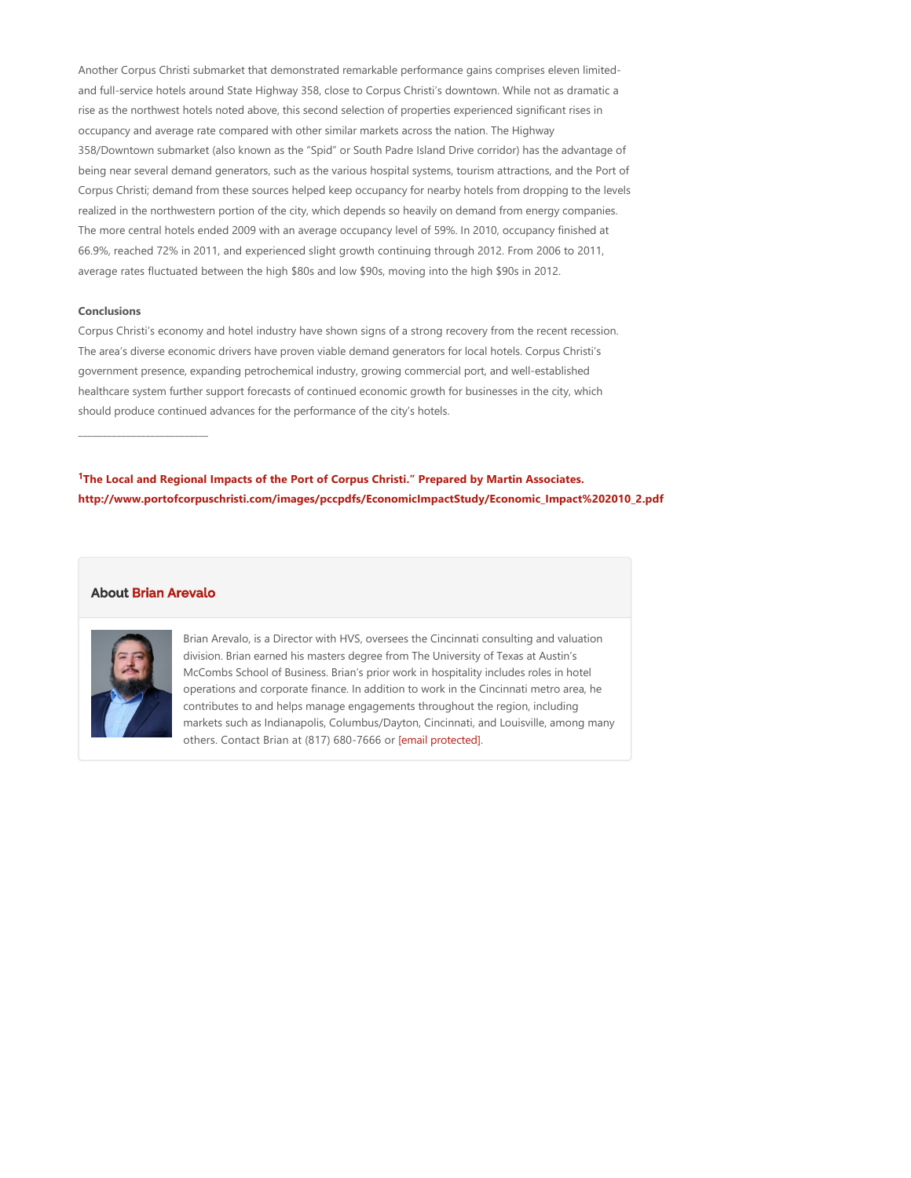Another Corpus Christi submarket that demonstrated remarkable performance gains comprises eleven limited- and full-service hotels around State Highway 358, close to Corpus Christi's downtown. While not as dramatic a rise as the northwest hotels noted above, this second selection of properties experienced significant rises in occupancy and average rate compared with other similar markets across the nation. The Highway 358/Downtown submarket (also known as the "Spid" or South Padre Island Drive corridor) has the advantage of being near several demand generators, such as the various hospital systems, tourism attractions, and the Port of Corpus Christi; demand from these sources helped keep occupancy for nearby hotels from dropping to the levels realized in the northwestern portion of the city, which depends so heavily on demand from energy companies. The more central hotels ended 2009 with an average occupancy level of 59%. In 2010, occupancy finished at 66.9%, reached 72% in 2011, and experienced slight growth continuing through 2012. From 2006 to 2011, average rates fluctuated between the high $80s and low $90s, moving into the high $90s in 2012.

**Conclusions**

Corpus Christi's economy and hotel industry have shown signs of a strong recovery from the recent recession. The area's diverse economic drivers have proven viable demand generators for local hotels. Corpus Christi's government presence, expanding petrochemical industry, growing commercial port, and well-established healthcare system further support forecasts of continued economic growth for businesses in the city, which should produce continued advances for the performance of the city's hotels.

_______________________

**[1]The Local and Regional Impacts of the Port of Corpus Christi." Prepared by Martin Associates. http://www.portofcorpuschristi.com/images/pccpdfs/EconomicImpactStudy/Economic_Impact%202010_2.pdf**

### About Brian Arevalo

Brian Arevalo, is a Director with HVS, oversees the Cincinnati consulting and valuation division. Brian earned his masters degree from The University of Texas at Austin's McCombs School of Business. Brian's prior work in hospitality includes roles in hotel operations and corporate finance. In addition to work in the Cincinnati metro area, he contributes to and helps manage engagements throughout the region, including markets such as Indianapolis, Columbus/Dayton, Cincinnati, and Louisville, among many others. Contact Brian at (817) 680-7666 or [email protected].